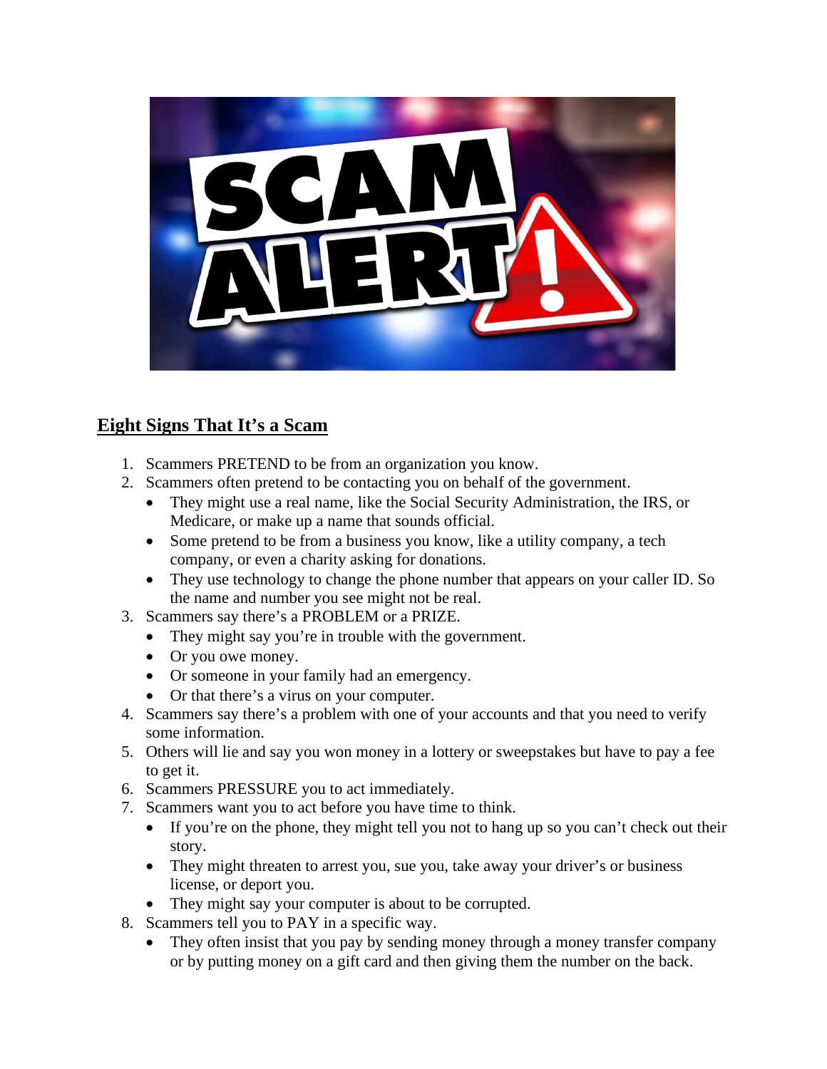## Eight Signs That It's a Scam

1. Scammers PRETEND to be from an organization you know.
2. Scammers often pretend to be contacting you on behalf of the government.
   - They might use a real name, like the Social Security Administration, the IRS, or Medicare, or make up a name that sounds official.
   - Some pretend to be from a business you know, like a utility company, a tech company, or even a charity asking for donations.
   - They use technology to change the phone number that appears on your caller ID. So the name and number you see might not be real.
3. Scammers say there's a PROBLEM or a PRIZE.
   - They might say you're in trouble with the government.
   - Or you owe money.
   - Or someone in your family had an emergency.
   - Or that there's a virus on your computer.
4. Scammers say there's a problem with one of your accounts and that you need to verify some information.
5. Others will lie and say you won money in a lottery or sweepstakes but have to pay a fee to get it.
6. Scammers PRESSURE you to act immediately.
7. Scammers want you to act before you have time to think.
   - If you're on the phone, they might tell you not to hang up so you can't check out their story.
   - They might threaten to arrest you, sue you, take away your driver's or business license, or deport you.
   - They might say your computer is about to be corrupted.
8. Scammers tell you to PAY in a specific way.
   - They often insist that you pay by sending money through a money transfer company or by putting money on a gift card and then giving them the number on the back.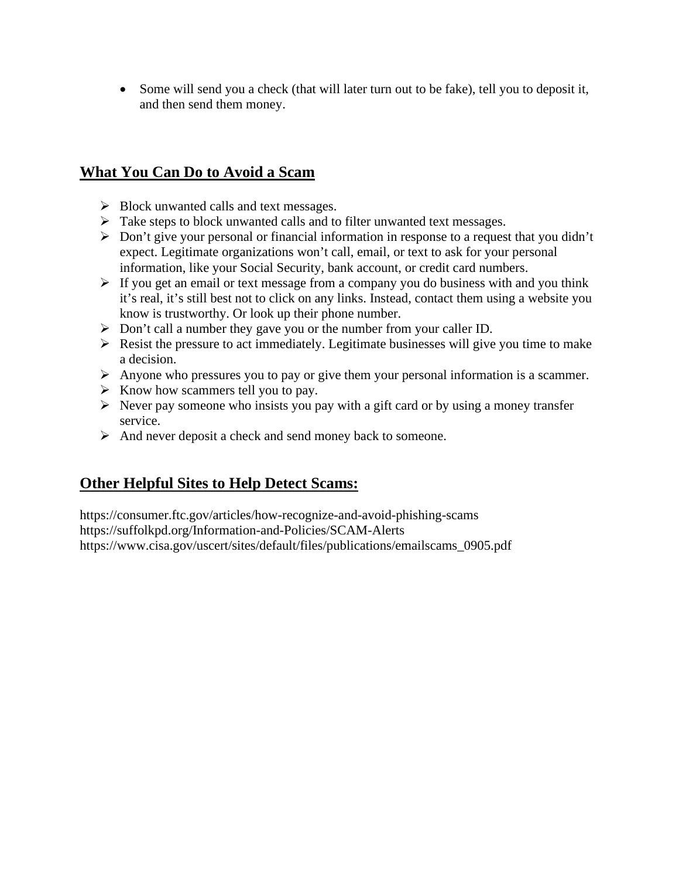- Some will send you a check (that will later turn out to be fake), tell you to deposit it, and then send them money.

## **What You Can Do to Avoid a Scam**

- Block unwanted calls and text messages.
- Take steps to block unwanted calls and to filter unwanted text messages.
- Don't give your personal or financial information in response to a request that you didn't expect. Legitimate organizations won't call, email, or text to ask for your personal information, like your Social Security, bank account, or credit card numbers.
- If you get an email or text message from a company you do business with and you think it's real, it's still best not to click on any links. Instead, contact them using a website you know is trustworthy. Or look up their phone number.
- Don't call a number they gave you or the number from your caller ID.
- Resist the pressure to act immediately. Legitimate businesses will give you time to make a decision.
- Anyone who pressures you to pay or give them your personal information is a scammer.
- Know how scammers tell you to pay.
- Never pay someone who insists you pay with a gift card or by using a money transfer service.
- And never deposit a check and send money back to someone.

## **Other Helpful Sites to Help Detect Scams:**

https://consumer.ftc.gov/articles/how-recognize-and-avoid-phishing-scams
https://suffolkpd.org/Information-and-Policies/SCAM-Alerts
https://www.cisa.gov/uscert/sites/default/files/publications/emailscams_0905.pdf